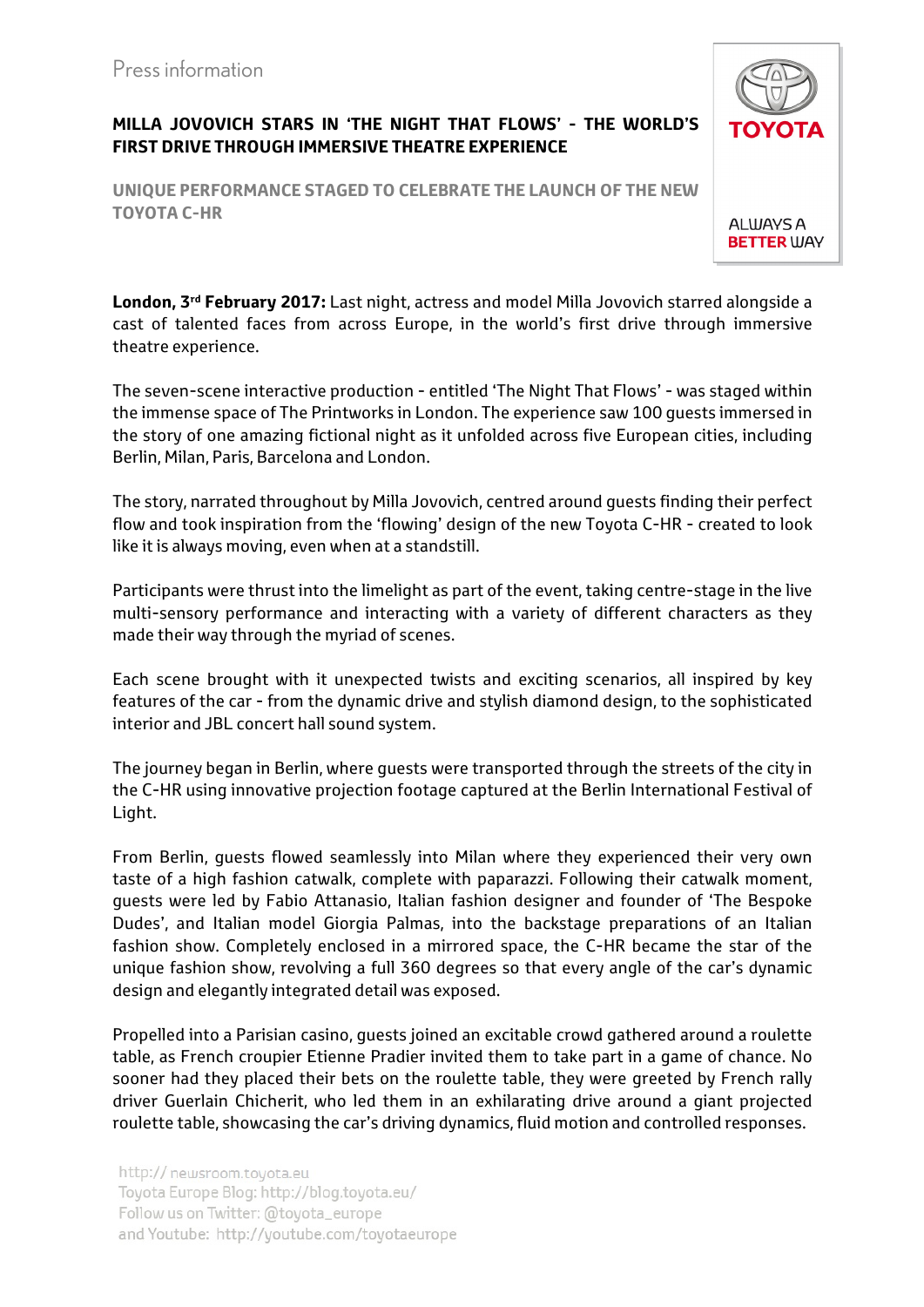Press information

# MILLA JOVOVICH STARS IN 'THE NIGHT THAT FLOWS' - THE WORLD'S FIRST DRIVE THROUGH IMMERSIVE THEATRE EXPERIENCE

## UNIQUE PERFORMANCE STAGED TO CELEBRATE THE LAUNCH OF THE NEW TOYOTA C-HR

TOYOTA

ALWAYS A BETTER WAY

**London, 3rd February 2017:** Last night, actress and model Milla Jovovich starred alongside a cast of talented faces from across Europe, in the world's first drive through immersive theatre experience.

The seven-scene interactive production - entitled 'The Night That Flows' - was staged within the immense space of The Printworks in London. The experience saw 100 guests immersed in the story of one amazing fictional night as it unfolded across five European cities, including Berlin, Milan, Paris, Barcelona and London.

The story, narrated throughout by Milla Jovovich, centred around guests finding their perfect flow and took inspiration from the 'flowing' design of the new Toyota C-HR - created to look like it is always moving, even when at a standstill.

Participants were thrust into the limelight as part of the event, taking centre-stage in the live multi-sensory performance and interacting with a variety of different characters as they made their way through the myriad of scenes.

Each scene brought with it unexpected twists and exciting scenarios, all inspired by key features of the car - from the dynamic drive and stylish diamond design, to the sophisticated interior and JBL concert hall sound system.

The journey began in Berlin, where guests were transported through the streets of the city in the C-HR using innovative projection footage captured at the Berlin International Festival of Light.

From Berlin, guests flowed seamlessly into Milan where they experienced their very own taste of a high fashion catwalk, complete with paparazzi. Following their catwalk moment, guests were led by Fabio Attanasio, Italian fashion designer and founder of 'The Bespoke Dudes', and Italian model Giorgia Palmas, into the backstage preparations of an Italian fashion show. Completely enclosed in a mirrored space, the C-HR became the star of the unique fashion show, revolving a full 360 degrees so that every angle of the car's dynamic design and elegantly integrated detail was exposed.

Propelled into a Parisian casino, guests joined an excitable crowd gathered around a roulette table, as French croupier Etienne Pradier invited them to take part in a game of chance. No sooner had they placed their bets on the roulette table, they were greeted by French rally driver Guerlain Chicherit, who led them in an exhilarating drive around a giant projected roulette table, showcasing the car's driving dynamics, fluid motion and controlled responses.

http:// newsroom.toyota.eu
Toyota Europe Blog: http://blog.toyota.eu/
Follow us on Twitter: @toyota_europe
and Youtube: http://youtube.com/toyotaeurope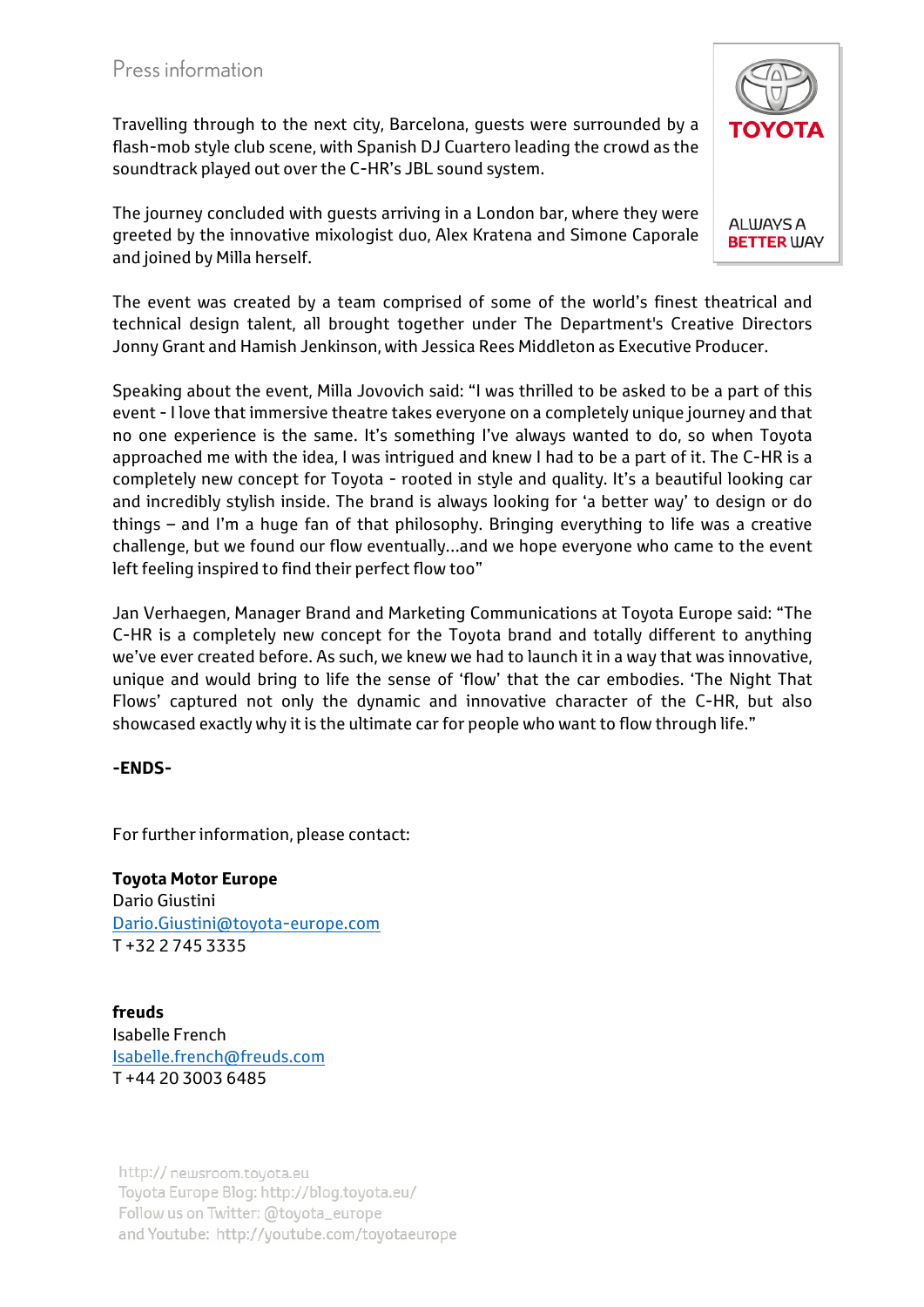Travelling through to the next city, Barcelona, guests were surrounded by a flash-mob style club scene, with Spanish DJ Cuartero leading the crowd as the soundtrack played out over the C-HR's JBL sound system.

The journey concluded with guests arriving in a London bar, where they were greeted by the innovative mixologist duo, Alex Kratena and Simone Caporale and joined by Milla herself.

The event was created by a team comprised of some of the world's finest theatrical and technical design talent, all brought together under The Department's Creative Directors Jonny Grant and Hamish Jenkinson, with Jessica Rees Middleton as Executive Producer.

Speaking about the event, Milla Jovovich said: "I was thrilled to be asked to be a part of this event - I love that immersive theatre takes everyone on a completely unique journey and that no one experience is the same. It's something I've always wanted to do, so when Toyota approached me with the idea, I was intrigued and knew I had to be a part of it. The C-HR is a completely new concept for Toyota - rooted in style and quality. It's a beautiful looking car and incredibly stylish inside. The brand is always looking for 'a better way' to design or do things – and I'm a huge fan of that philosophy. Bringing everything to life was a creative challenge, but we found our flow eventually…and we hope everyone who came to the event left feeling inspired to find their perfect flow too"

Jan Verhaegen, Manager Brand and Marketing Communications at Toyota Europe said: "The C-HR is a completely new concept for the Toyota brand and totally different to anything we've ever created before. As such, we knew we had to launch it in a way that was innovative, unique and would bring to life the sense of 'flow' that the car embodies. 'The Night That Flows' captured not only the dynamic and innovative character of the C-HR, but also showcased exactly why it is the ultimate car for people who want to flow through life."

**-ENDS-**

For further information, please contact:

**Toyota Motor Europe**
Dario Giustini
Dario.Giustini@toyota-europe.com
T +32 2 745 3335

**freuds**
Isabelle French
Isabelle.french@freuds.com
T +44 20 3003 6485

http:// newsroom.toyota.eu
Toyota Europe Blog: http://blog.toyota.eu/
Follow us on Twitter: @toyota_europe
and Youtube: http://youtube.com/toyotaeurope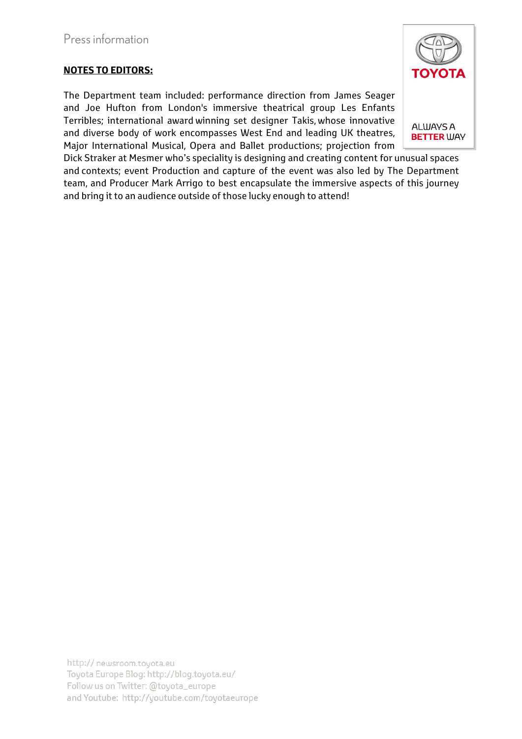**NOTES TO EDITORS:**

The Department team included: performance direction from James Seager and Joe Hufton from London's immersive theatrical group Les Enfants Terribles; international award winning set designer Takis, whose innovative and diverse body of work encompasses West End and leading UK theatres, Major International Musical, Opera and Ballet productions; projection from Dick Straker at Mesmer who's speciality is designing and creating content for unusual spaces and contexts; event Production and capture of the event was also led by The Department team, and Producer Mark Arrigo to best encapsulate the immersive aspects of this journey and bring it to an audience outside of those lucky enough to attend!

http:// newsroom.toyota.eu
Toyota Europe Blog: http://blog.toyota.eu/
Follow us on Twitter: @toyota_europe
and Youtube: http://youtube.com/toyotaeurope